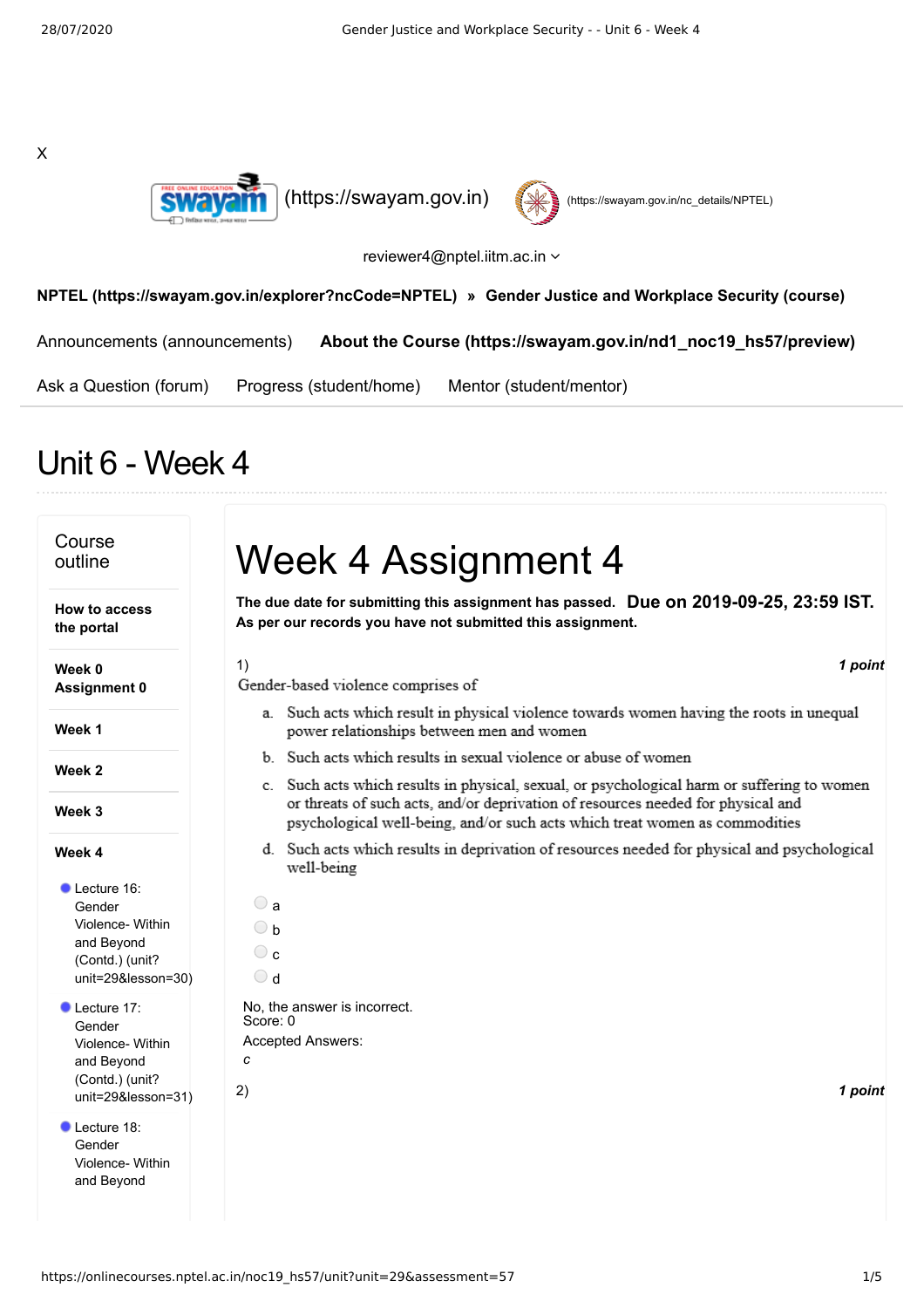X

(https://swayam.gov.in) (https://swayam.gov.in/nc_details/NPTEL)

reviewer4@nptel.iitm.ac.in

**NPTEL (https://swayam.gov.in/explorer?ncCode=NPTEL)** » **Gender Justice and Workplace Security (course)**

Announcements (announcements) **About the Course (https://swayam.gov.in/nd1_noc19_hs57/preview)**

Ask a Question (forum) Progress (student/home) Mentor (student/mentor)

# Unit 6 - Week 4

Course outline

**How to access the portal**

**Week 0 Assignment 0**

**Week 1**

**Week 2**

**Week 3**

**Week 4**

- Lecture 16: Gender Violence- Within and Beyond (Contd.) (unit?unit=29&lesson=30)
- Lecture 17: Gender Violence- Within and Beyond (Contd.) (unit?unit=29&lesson=31)
- Lecture 18: Gender Violence- Within and Beyond

# Week 4 Assignment 4

**The due date for submitting this assignment has passed.** **Due on 2019-09-25, 23:59 IST.**
**As per our records you have not submitted this assignment.**

1) ***1 point***

Gender-based violence comprises of

a. Such acts which result in physical violence towards women having the roots in unequal power relationships between men and women

b. Such acts which results in sexual violence or abuse of women

c. Such acts which results in physical, sexual, or psychological harm or suffering to women or threats of such acts, and/or deprivation of resources needed for physical and psychological well-being, and/or such acts which treat women as commodities

d. Such acts which results in deprivation of resources needed for physical and psychological well-being

- a
- b
- c
- d

No, the answer is incorrect.
Score: 0

Accepted Answers:
*c*

2) ***1 point***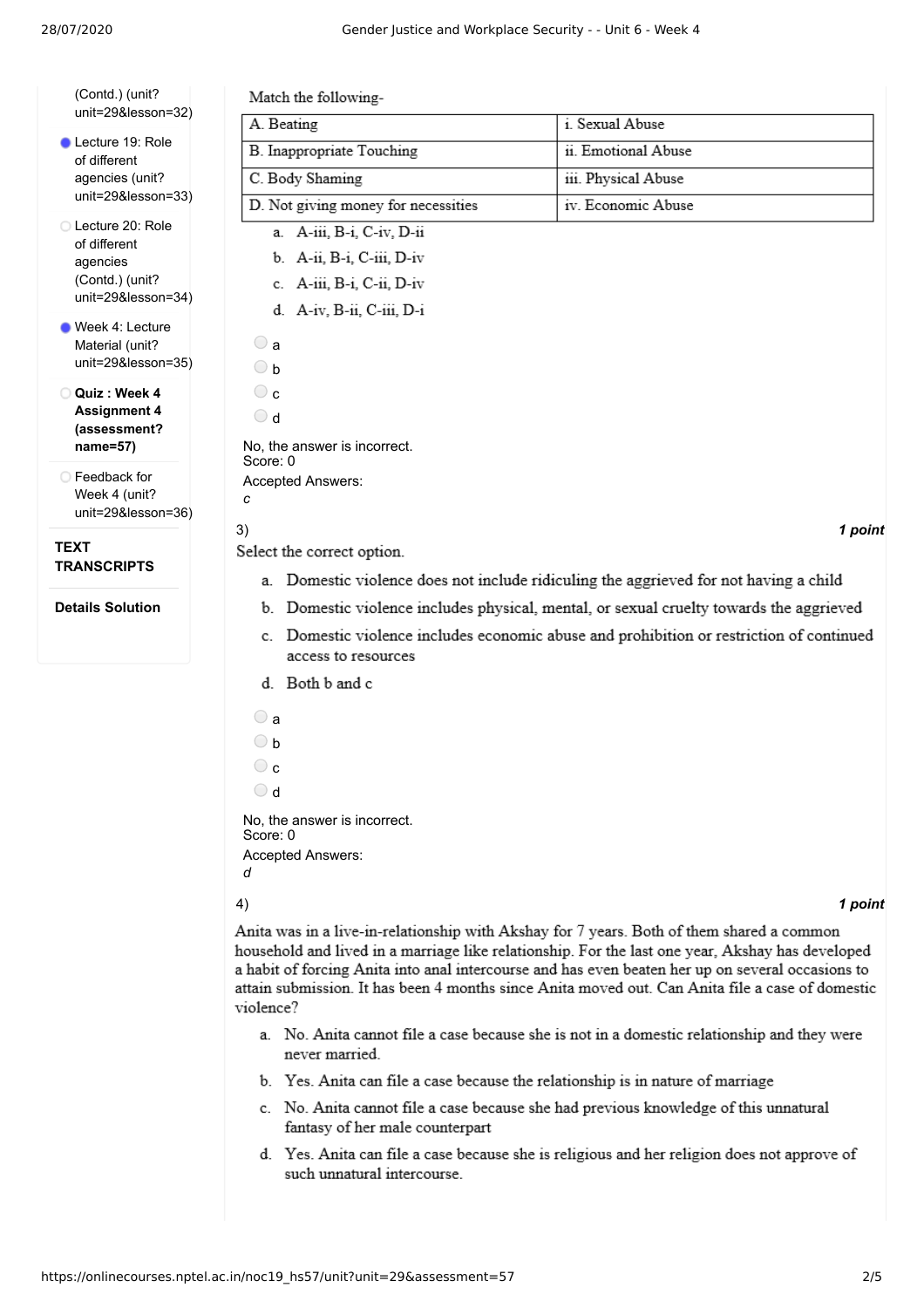- (Contd.) (unit?unit=29&lesson=32)
- Lecture 19: Role of different agencies (unit?unit=29&lesson=33)
- Lecture 20: Role of different agencies (Contd.) (unit?unit=29&lesson=34)
- Week 4: Lecture Material (unit?unit=29&lesson=35)
- **Quiz : Week 4 Assignment 4 (assessment?name=57)**
- Feedback for Week 4 (unit?unit=29&lesson=36)

**TEXT TRANSCRIPTS**

**Details Solution**

Match the following-

| A. Beating | i. Sexual Abuse |
|---|---|
| B. Inappropriate Touching | ii. Emotional Abuse |
| C. Body Shaming | iii. Physical Abuse |
| D. Not giving money for necessities | iv. Economic Abuse |

a. A-iii, B-i, C-iv, D-ii

b. A-ii, B-i, C-iii, D-iv

c. A-iii, B-i, C-ii, D-iv

d. A-iv, B-ii, C-iii, D-i

- a
- b
- c
- d

No, the answer is incorrect.
Score: 0

Accepted Answers:
*c*

3) ***1 point***

Select the correct option.

a. Domestic violence does not include ridiculing the aggrieved for not having a child

b. Domestic violence includes physical, mental, or sexual cruelty towards the aggrieved

c. Domestic violence includes economic abuse and prohibition or restriction of continued access to resources

d. Both b and c

- a
- b
- c
- d

No, the answer is incorrect.
Score: 0

Accepted Answers:
*d*

4) ***1 point***

Anita was in a live-in-relationship with Akshay for 7 years. Both of them shared a common household and lived in a marriage like relationship. For the last one year, Akshay has developed a habit of forcing Anita into anal intercourse and has even beaten her up on several occasions to attain submission. It has been 4 months since Anita moved out. Can Anita file a case of domestic violence?

a. No. Anita cannot file a case because she is not in a domestic relationship and they were never married.

b. Yes. Anita can file a case because the relationship is in nature of marriage

c. No. Anita cannot file a case because she had previous knowledge of this unnatural fantasy of her male counterpart

d. Yes. Anita can file a case because she is religious and her religion does not approve of such unnatural intercourse.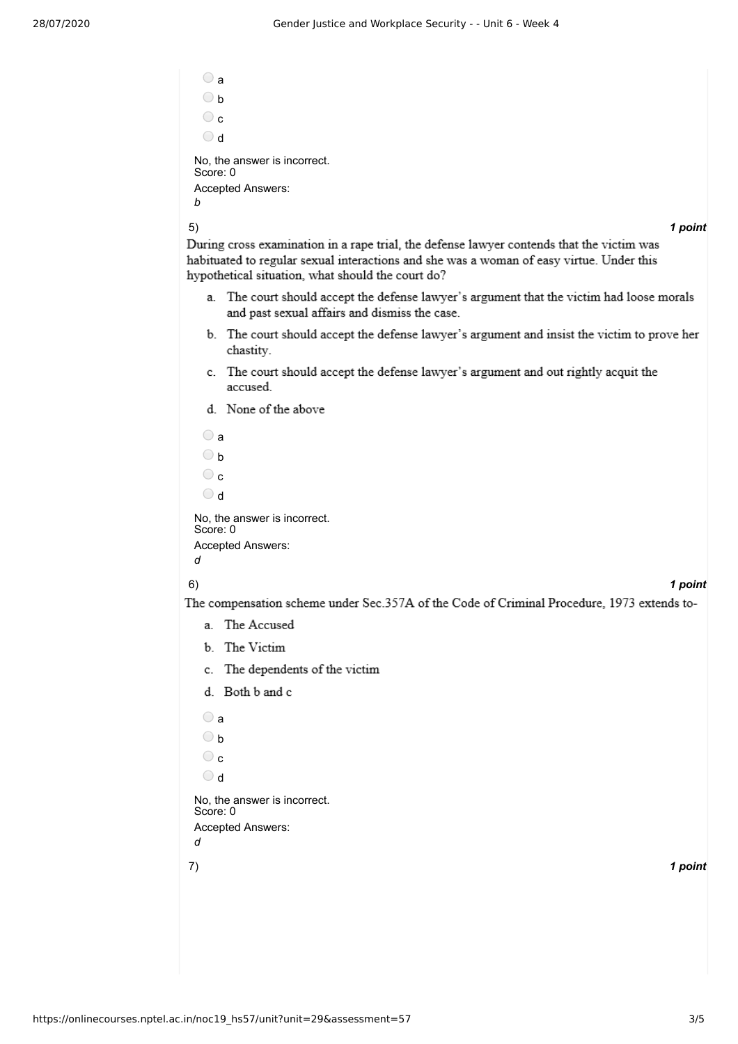- a
- b
- c
- d

No, the answer is incorrect.
Score: 0

Accepted Answers:
*b*

5) ***1 point***

During cross examination in a rape trial, the defense lawyer contends that the victim was habituated to regular sexual interactions and she was a woman of easy virtue. Under this hypothetical situation, what should the court do?

a. The court should accept the defense lawyer's argument that the victim had loose morals and past sexual affairs and dismiss the case.

b. The court should accept the defense lawyer's argument and insist the victim to prove her chastity.

c. The court should accept the defense lawyer's argument and out rightly acquit the accused.

d. None of the above

- a
- b
- c
- d

No, the answer is incorrect.
Score: 0

Accepted Answers:
*d*

6) ***1 point***

The compensation scheme under Sec.357A of the Code of Criminal Procedure, 1973 extends to-

a. The Accused

b. The Victim

c. The dependents of the victim

d. Both b and c

- a
- b
- c
- d

No, the answer is incorrect.
Score: 0

Accepted Answers:
*d*

7) ***1 point***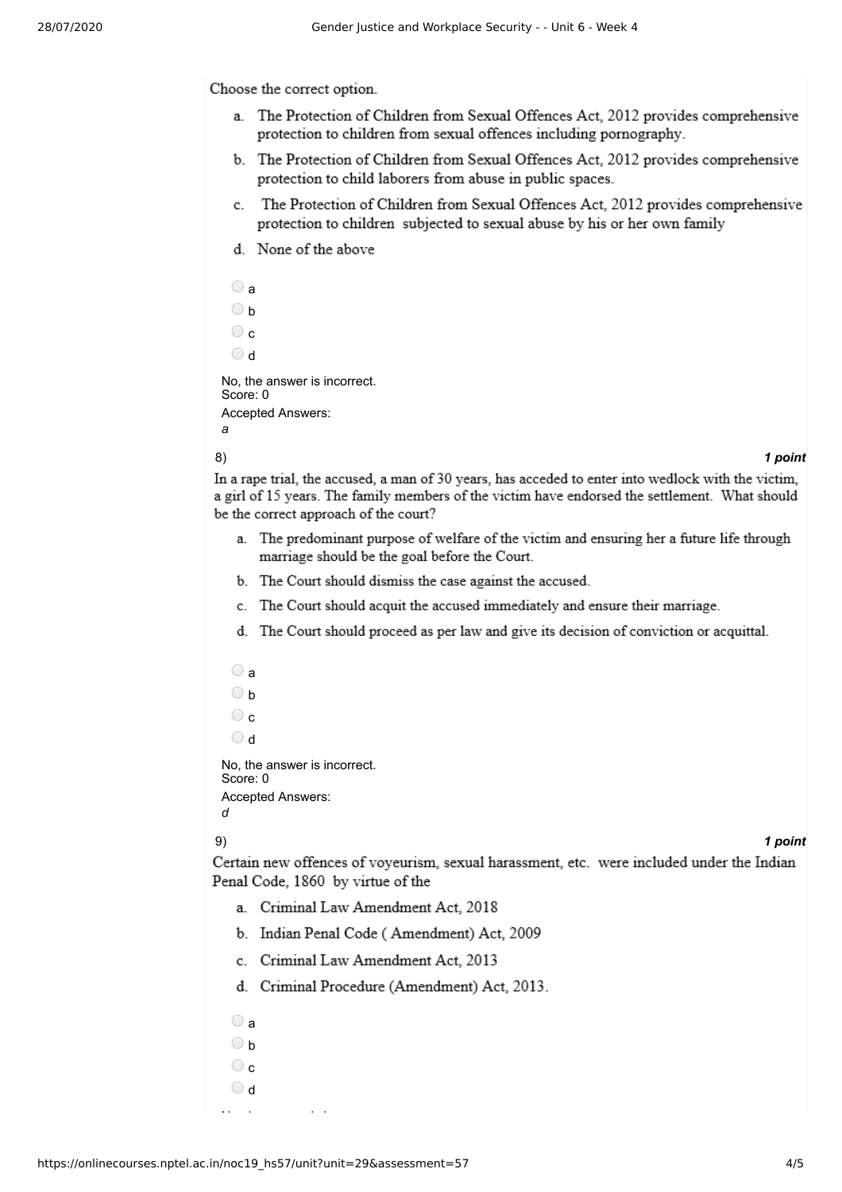Choose the correct option.

a. The Protection of Children from Sexual Offences Act, 2012 provides comprehensive protection to children from sexual offences including pornography.
b. The Protection of Children from Sexual Offences Act, 2012 provides comprehensive protection to child laborers from abuse in public spaces.
c. The Protection of Children from Sexual Offences Act, 2012 provides comprehensive protection to children subjected to sexual abuse by his or her own family
d. None of the above

- a
- b
- c
- d

No, the answer is incorrect.
Score: 0

Accepted Answers:
*a*

8) ***1 point***

In a rape trial, the accused, a man of 30 years, has acceded to enter into wedlock with the victim, a girl of 15 years. The family members of the victim have endorsed the settlement. What should be the correct approach of the court?

a. The predominant purpose of welfare of the victim and ensuring her a future life through marriage should be the goal before the Court.
b. The Court should dismiss the case against the accused.
c. The Court should acquit the accused immediately and ensure their marriage.
d. The Court should proceed as per law and give its decision of conviction or acquittal.

- a
- b
- c
- d

No, the answer is incorrect.
Score: 0

Accepted Answers:
*d*

9) ***1 point***

Certain new offences of voyeurism, sexual harassment, etc. were included under the Indian Penal Code, 1860 by virtue of the

a. Criminal Law Amendment Act, 2018
b. Indian Penal Code ( Amendment) Act, 2009
c. Criminal Law Amendment Act, 2013
d. Criminal Procedure (Amendment) Act, 2013.

- a
- b
- c
- d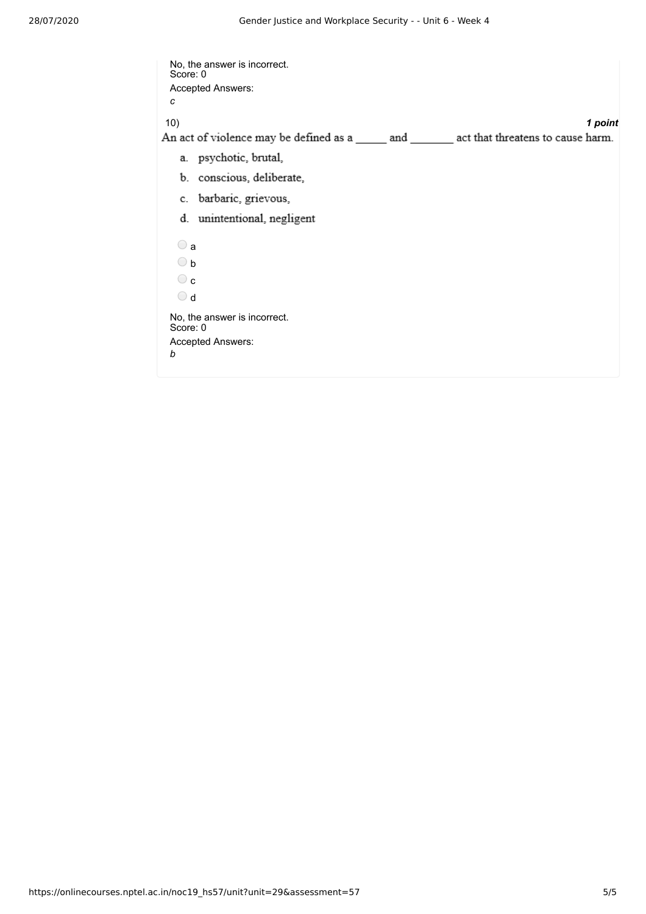No, the answer is incorrect.
Score: 0

Accepted Answers:

*c*

10) ***1 point***

An act of violence may be defined as a _____ and _______ act that threatens to cause harm.

a. psychotic, brutal,

b. conscious, deliberate,

c. barbaric, grievous,

d. unintentional, negligent

- a
- b
- c
- d

No, the answer is incorrect.
Score: 0

Accepted Answers:

*b*